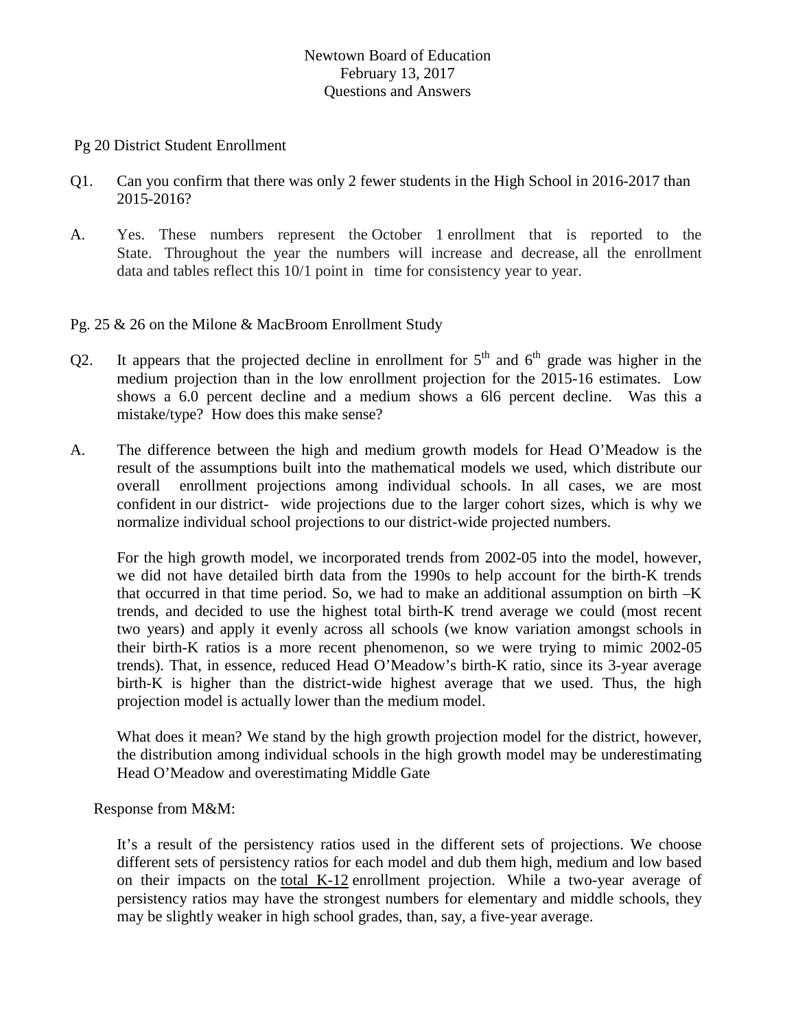Newtown Board of Education
February 13, 2017
Questions and Answers

Pg 20 District Student Enrollment

Q1. Can you confirm that there was only 2 fewer students in the High School in 2016-2017 than 2015-2016?

A. Yes. These numbers represent the October 1 enrollment that is reported to the State. Throughout the year the numbers will increase and decrease, all the enrollment data and tables reflect this 10/1 point in time for consistency year to year.

Pg. 25 & 26 on the Milone & MacBroom Enrollment Study

Q2. It appears that the projected decline in enrollment for 5th and 6th grade was higher in the medium projection than in the low enrollment projection for the 2015-16 estimates. Low shows a 6.0 percent decline and a medium shows a 6l6 percent decline. Was this a mistake/type? How does this make sense?

A. The difference between the high and medium growth models for Head O'Meadow is the result of the assumptions built into the mathematical models we used, which distribute our overall enrollment projections among individual schools. In all cases, we are most confident in our district- wide projections due to the larger cohort sizes, which is why we normalize individual school projections to our district-wide projected numbers.

For the high growth model, we incorporated trends from 2002-05 into the model, however, we did not have detailed birth data from the 1990s to help account for the birth-K trends that occurred in that time period. So, we had to make an additional assumption on birth –K trends, and decided to use the highest total birth-K trend average we could (most recent two years) and apply it evenly across all schools (we know variation amongst schools in their birth-K ratios is a more recent phenomenon, so we were trying to mimic 2002-05 trends). That, in essence, reduced Head O'Meadow's birth-K ratio, since its 3-year average birth-K is higher than the district-wide highest average that we used. Thus, the high projection model is actually lower than the medium model.

What does it mean? We stand by the high growth projection model for the district, however, the distribution among individual schools in the high growth model may be underestimating Head O'Meadow and overestimating Middle Gate

Response from M&M:

It's a result of the persistency ratios used in the different sets of projections. We choose different sets of persistency ratios for each model and dub them high, medium and low based on their impacts on the total K-12 enrollment projection. While a two-year average of persistency ratios may have the strongest numbers for elementary and middle schools, they may be slightly weaker in high school grades, than, say, a five-year average.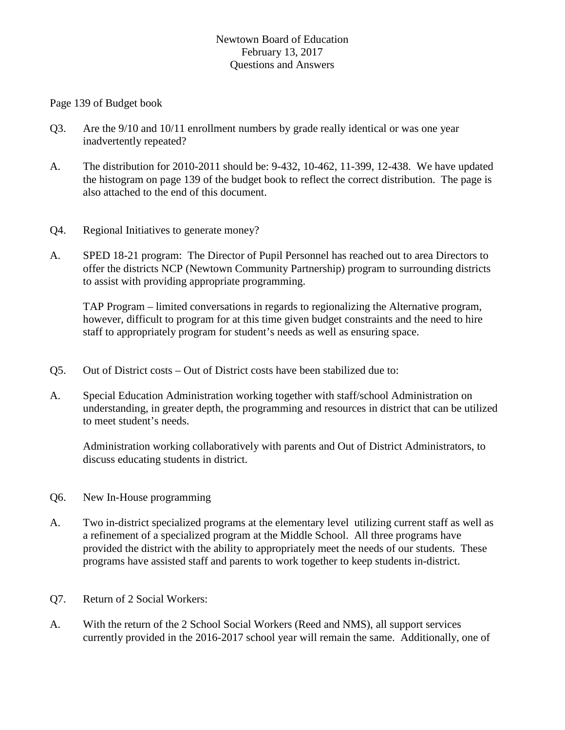Newtown Board of Education
February 13, 2017
Questions and Answers

Page 139 of Budget book

Q3. Are the 9/10 and 10/11 enrollment numbers by grade really identical or was one year inadvertently repeated?

A. The distribution for 2010-2011 should be: 9-432, 10-462, 11-399, 12-438. We have updated the histogram on page 139 of the budget book to reflect the correct distribution. The page is also attached to the end of this document.

Q4. Regional Initiatives to generate money?

A. SPED 18-21 program: The Director of Pupil Personnel has reached out to area Directors to offer the districts NCP (Newtown Community Partnership) program to surrounding districts to assist with providing appropriate programming.

TAP Program – limited conversations in regards to regionalizing the Alternative program, however, difficult to program for at this time given budget constraints and the need to hire staff to appropriately program for student's needs as well as ensuring space.

Q5. Out of District costs – Out of District costs have been stabilized due to:

A. Special Education Administration working together with staff/school Administration on understanding, in greater depth, the programming and resources in district that can be utilized to meet student's needs.

Administration working collaboratively with parents and Out of District Administrators, to discuss educating students in district.

Q6. New In-House programming

A. Two in-district specialized programs at the elementary level utilizing current staff as well as a refinement of a specialized program at the Middle School. All three programs have provided the district with the ability to appropriately meet the needs of our students. These programs have assisted staff and parents to work together to keep students in-district.

Q7. Return of 2 Social Workers:

A. With the return of the 2 School Social Workers (Reed and NMS), all support services currently provided in the 2016-2017 school year will remain the same. Additionally, one of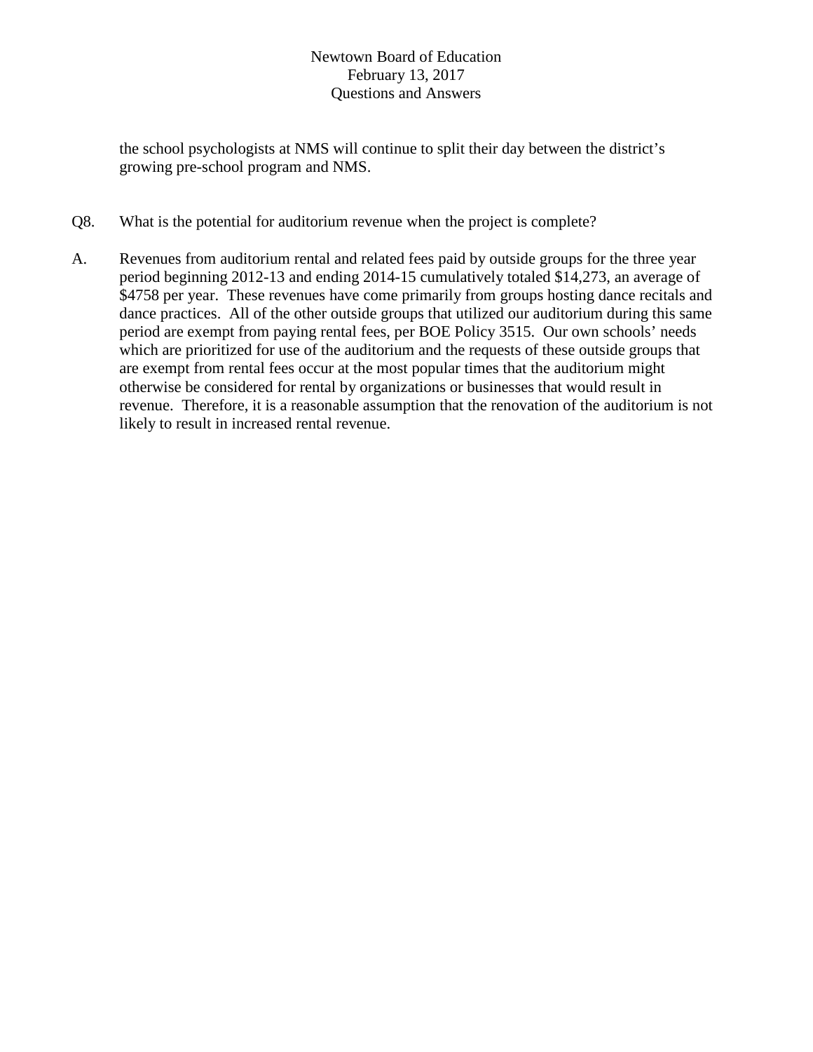the school psychologists at NMS will continue to split their day between the district's growing pre-school program and NMS.

Q8. What is the potential for auditorium revenue when the project is complete?

A. Revenues from auditorium rental and related fees paid by outside groups for the three year period beginning 2012-13 and ending 2014-15 cumulatively totaled $14,273, an average of $4758 per year. These revenues have come primarily from groups hosting dance recitals and dance practices. All of the other outside groups that utilized our auditorium during this same period are exempt from paying rental fees, per BOE Policy 3515. Our own schools' needs which are prioritized for use of the auditorium and the requests of these outside groups that are exempt from rental fees occur at the most popular times that the auditorium might otherwise be considered for rental by organizations or businesses that would result in revenue. Therefore, it is a reasonable assumption that the renovation of the auditorium is not likely to result in increased rental revenue.